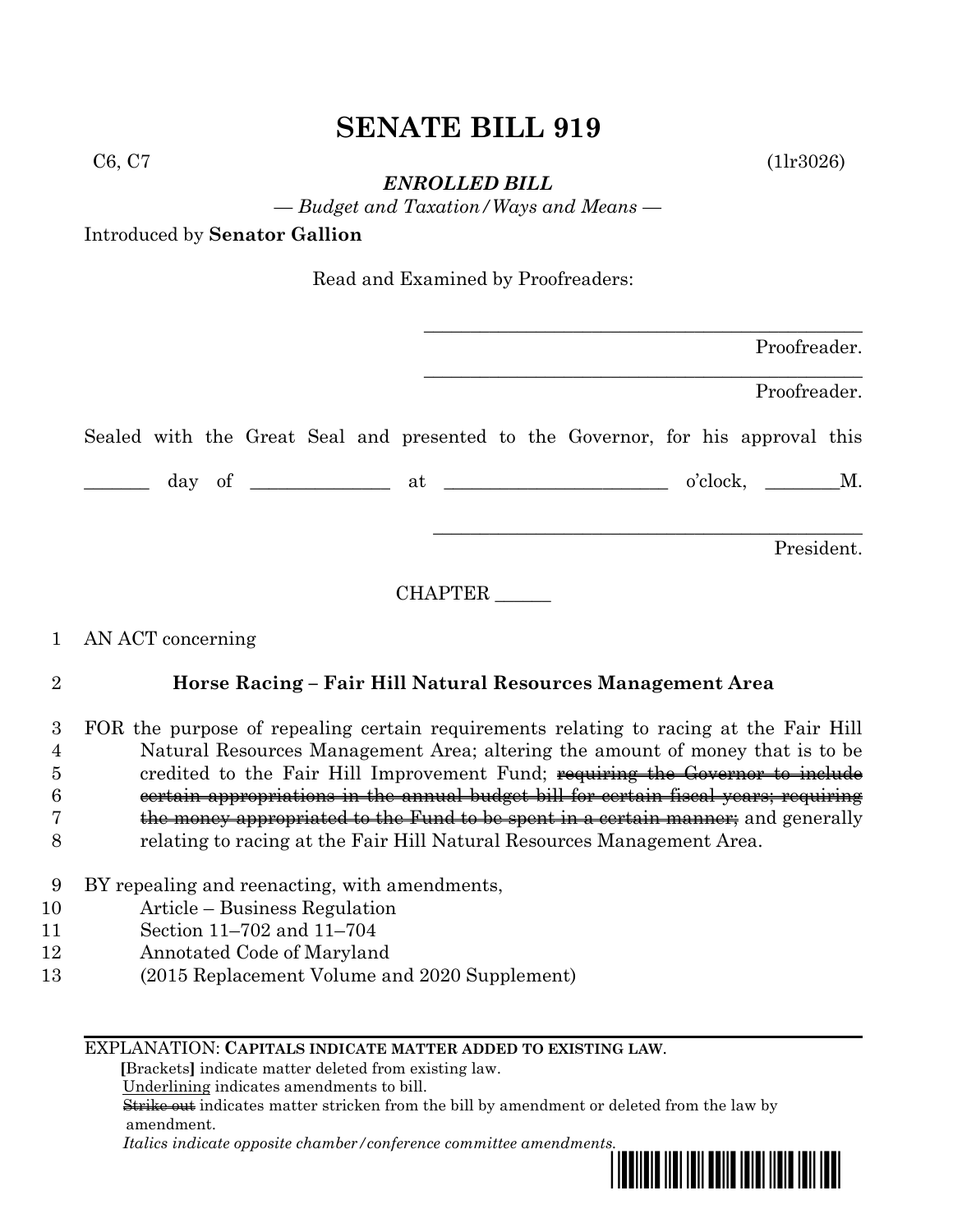# SENATE BILL 919

C6, C7 (1lr3026)

***ENROLLED BILL***

*— Budget and Taxation/Ways and Means —*

Introduced by **Senator Gallion**

Read and Examined by Proofreaders:

_______________________________________________ Proofreader.

_______________________________________________ Proofreader.

Sealed with the Great Seal and presented to the Governor, for his approval this

_______ day of ______________ at _______________________ o'clock, ________M.

_______________________________________________ President.

CHAPTER ______

1 AN ACT concerning

2 **Horse Racing – Fair Hill Natural Resources Management Area**

3 FOR the purpose of repealing certain requirements relating to racing at the Fair Hill
4 Natural Resources Management Area; altering the amount of money that is to be
5 credited to the Fair Hill Improvement Fund; ~~requiring the Governor to include~~
6 ~~certain appropriations in the annual budget bill for certain fiscal years; requiring~~
7 ~~the money appropriated to the Fund to be spent in a certain manner;~~ and generally
8 relating to racing at the Fair Hill Natural Resources Management Area.

9 BY repealing and reenacting, with amendments,
10 Article – Business Regulation
11 Section 11–702 and 11–704
12 Annotated Code of Maryland
13 (2015 Replacement Volume and 2020 Supplement)

---

EXPLANATION: **CAPITALS INDICATE MATTER ADDED TO EXISTING LAW**.
**[**Brackets**]** indicate matter deleted from existing law.
Underlining indicates amendments to bill.
~~Strike out~~ indicates matter stricken from the bill by amendment or deleted from the law by amendment.
*Italics indicate opposite chamber/conference committee amendments.*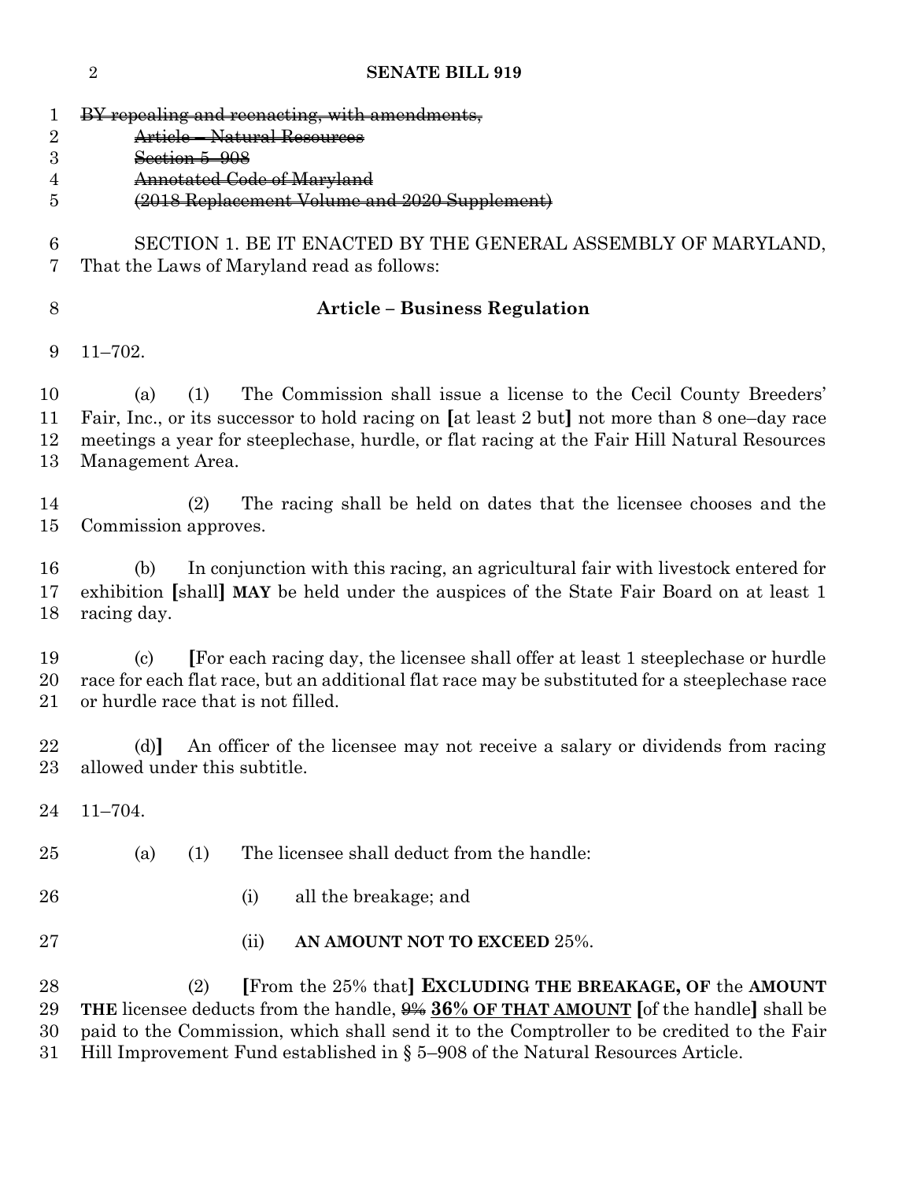~~BY repealing and reenacting, with amendments,~~
~~Article – Natural Resources~~
~~Section 5–908~~
~~Annotated Code of Maryland~~
~~(2018 Replacement Volume and 2020 Supplement)~~

SECTION 1. BE IT ENACTED BY THE GENERAL ASSEMBLY OF MARYLAND, That the Laws of Maryland read as follows:

## Article – Business Regulation

11–702.

(a) (1) The Commission shall issue a license to the Cecil County Breeders' Fair, Inc., or its successor to hold racing on [at least 2 but] not more than 8 one–day race meetings a year for steeplechase, hurdle, or flat racing at the Fair Hill Natural Resources Management Area.

(2) The racing shall be held on dates that the licensee chooses and the Commission approves.

(b) In conjunction with this racing, an agricultural fair with livestock entered for exhibition [shall] **MAY** be held under the auspices of the State Fair Board on at least 1 racing day.

(c) [For each racing day, the licensee shall offer at least 1 steeplechase or hurdle race for each flat race, but an additional flat race may be substituted for a steeplechase race or hurdle race that is not filled.

(d)] An officer of the licensee may not receive a salary or dividends from racing allowed under this subtitle.

11–704.

(a) (1) The licensee shall deduct from the handle:

(i) all the breakage; and

(ii) **AN AMOUNT NOT TO EXCEED** 25%.

(2) [From the 25% that] **EXCLUDING THE BREAKAGE, OF** the **AMOUNT THE** licensee deducts from the handle, ~~9%~~ **36% OF THAT AMOUNT** [of the handle] shall be paid to the Commission, which shall send it to the Comptroller to be credited to the Fair Hill Improvement Fund established in § 5–908 of the Natural Resources Article.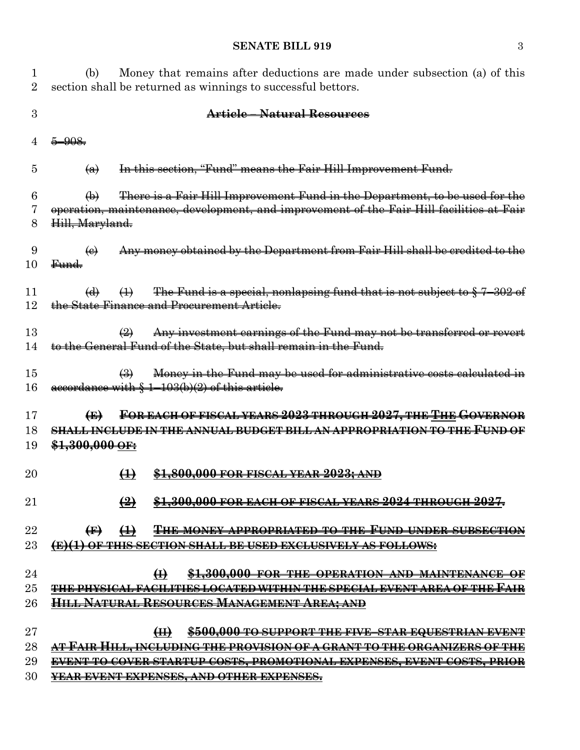(b) Money that remains after deductions are made under subsection (a) of this section shall be returned as winnings to successful bettors.

~~**Article – Natural Resources**~~

~~5–908.~~

~~(a) In this section, "Fund" means the Fair Hill Improvement Fund.~~

~~(b) There is a Fair Hill Improvement Fund in the Department, to be used for the operation, maintenance, development, and improvement of the Fair Hill facilities at Fair Hill, Maryland.~~

~~(c) Any money obtained by the Department from Fair Hill shall be credited to the Fund.~~

~~(d) (1) The Fund is a special, nonlapsing fund that is not subject to § 7–302 of the State Finance and Procurement Article.~~

~~(2) Any investment earnings of the Fund may not be transferred or revert to the General Fund of the State, but shall remain in the Fund.~~

~~(3) Money in the Fund may be used for administrative costs calculated in accordance with § 1–103(b)(2) of this article.~~

~~**(E) FOR EACH OF FISCAL YEARS 2023 THROUGH 2027, THE** THE **GOVERNOR SHALL INCLUDE IN THE ANNUAL BUDGET BILL AN APPROPRIATION TO THE FUND OF $1,300,000** OF:~~

~~(1) $1,800,000 FOR FISCAL YEAR 2023; AND~~

~~(2) $1,300,000 FOR EACH OF FISCAL YEARS 2024 THROUGH 2027.~~

~~**(F)** (1) THE MONEY APPROPRIATED TO THE FUND UNDER SUBSECTION (E)(1) OF THIS SECTION SHALL BE USED EXCLUSIVELY AS FOLLOWS:~~

~~(I) $1,300,000 FOR THE OPERATION AND MAINTENANCE OF THE PHYSICAL FACILITIES LOCATED WITHIN THE SPECIAL EVENT AREA OF THE FAIR HILL NATURAL RESOURCES MANAGEMENT AREA; AND~~

~~(II) $500,000 TO SUPPORT THE FIVE–STAR EQUESTRIAN EVENT AT FAIR HILL, INCLUDING THE PROVISION OF A GRANT TO THE ORGANIZERS OF THE EVENT TO COVER STARTUP COSTS, PROMOTIONAL EXPENSES, EVENT COSTS, PRIOR YEAR EVENT EXPENSES, AND OTHER EXPENSES.~~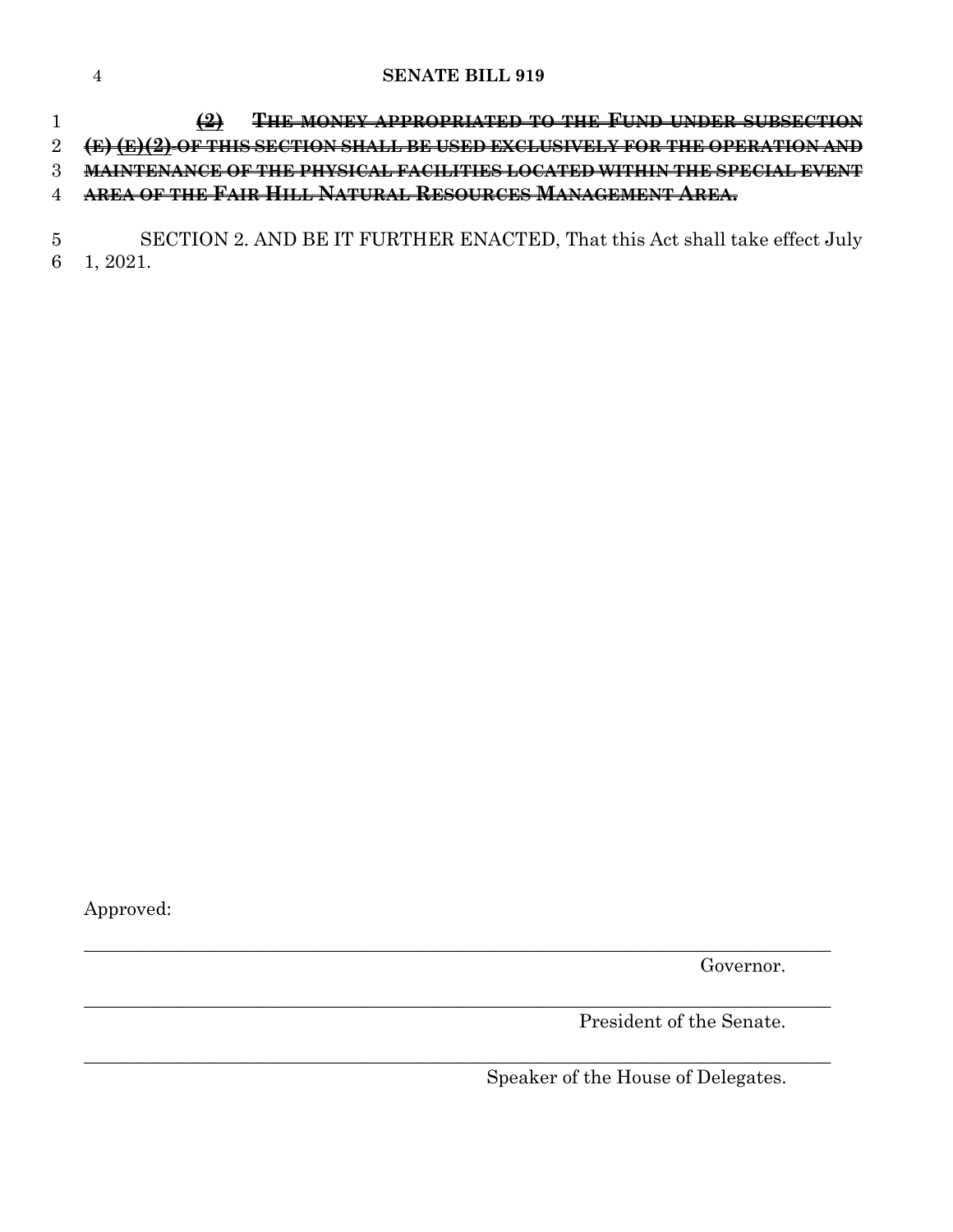~~(2) THE MONEY APPROPRIATED TO THE FUND UNDER SUBSECTION (E) (E)(2) OF THIS SECTION SHALL BE USED EXCLUSIVELY FOR THE OPERATION AND MAINTENANCE OF THE PHYSICAL FACILITIES LOCATED WITHIN THE SPECIAL EVENT AREA OF THE FAIR HILL NATURAL RESOURCES MANAGEMENT AREA.~~

SECTION 2. AND BE IT FURTHER ENACTED, That this Act shall take effect July 1, 2021.

Approved:

________________________________________

Governor.

________________________________________

President of the Senate.

________________________________________

Speaker of the House of Delegates.